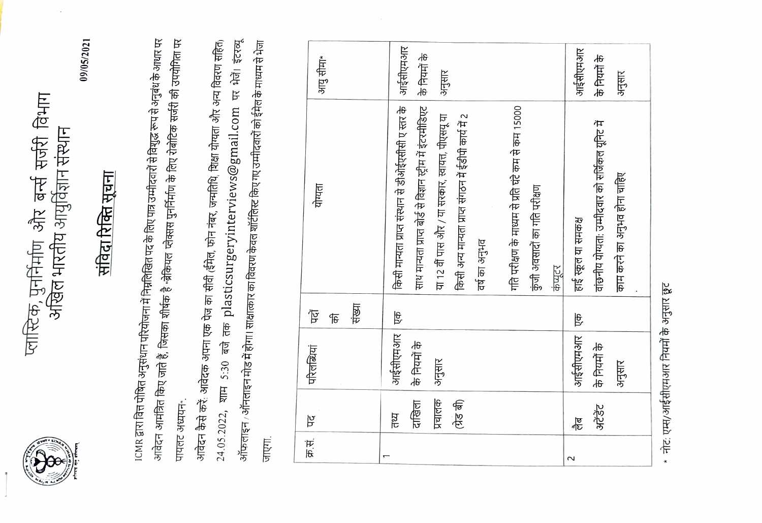# प्लास्टिक, पुनर्निर्माण और बर्न्स सर्जरी विभाग
# अखिल भारतीय आयुर्विज्ञान संस्थान

09/05/2021

## संविदा रिक्ति सूचना

ICMR द्वारा वित्त पोषित अनुसंधान परियोजना में निम्नलिखित पद के लिए पात्र उम्मीदवारों से विशुद्ध रूप से अनुबंध के आधार पर आवेदन आमंत्रित किए जाते है, जिसका शीर्षक है "ब्रेकियल प्लेक्सस पुनर्निर्माण के लिए रोबोटिक सर्जरी की उपयोगिता पर पायलट अध्ययन".

आवेदन कैसे करें: आवेदक अपना एक पेज का सीवी (ईमेल, फोन नंबर, जन्मतिथि, शिक्षा योग्यता और अन्य विवरण सहित) 24.05.2022, शाम 5:30 बजे तक plasticsurgeryinterviews@gmail.com पर भेजें। इंटरव्यू ऑफलाइन / ऑनलाइन मोड में होगा। साक्षात्कार का विवरण केवल शॉर्टलिस्ट किए गए उम्मीदवारों को ईमेल के माध्यम से भेजा जाएगा।

| क्र.सं. | पद | परिलब्धियां | पदों की संख्या | योग्यता | आयु सीमा* |
|---|---|---|---|---|---|
| 1 | तथ्य दाखिला प्रचालक (ग्रेड बी) | आईसीएमआर के नियमों के अनुसार | एक | किसी मान्यता प्राप्त संस्थान से डीओईएसीसी ए स्तर के साथ मान्यता प्राप्त बोर्ड से विज्ञान स्ट्रीम में इंटरमीडिएट या 12 वीं पास और / या सरकार, स्वायत्त, पीएसयू या किसी अन्य मान्यता प्राप्त संगठन में ईडीपी कार्य में 2 वर्ष का अनुभव<br><br>गति परीक्षण के माध्यम से प्रति घंटे कम से कम 15000 कुंजी अवसादों का गति परीक्षण<br>कंप्यूटर | आईसीएमआर के नियमों के अनुसार |
| 2 | लैब अटेंडेंट | आईसीएमआर के नियमों के अनुसार | एक | हाई स्कूल या समकक्ष<br>वांछनीय योग्यता: उम्मीदवार को सर्जिकल यूनिट में काम करने का अनुभव होना चाहिए | आईसीएमआर के नियमों के अनुसार |

\* नोट: एम्स/आईसीएमआर नियमों के अनुसार छूट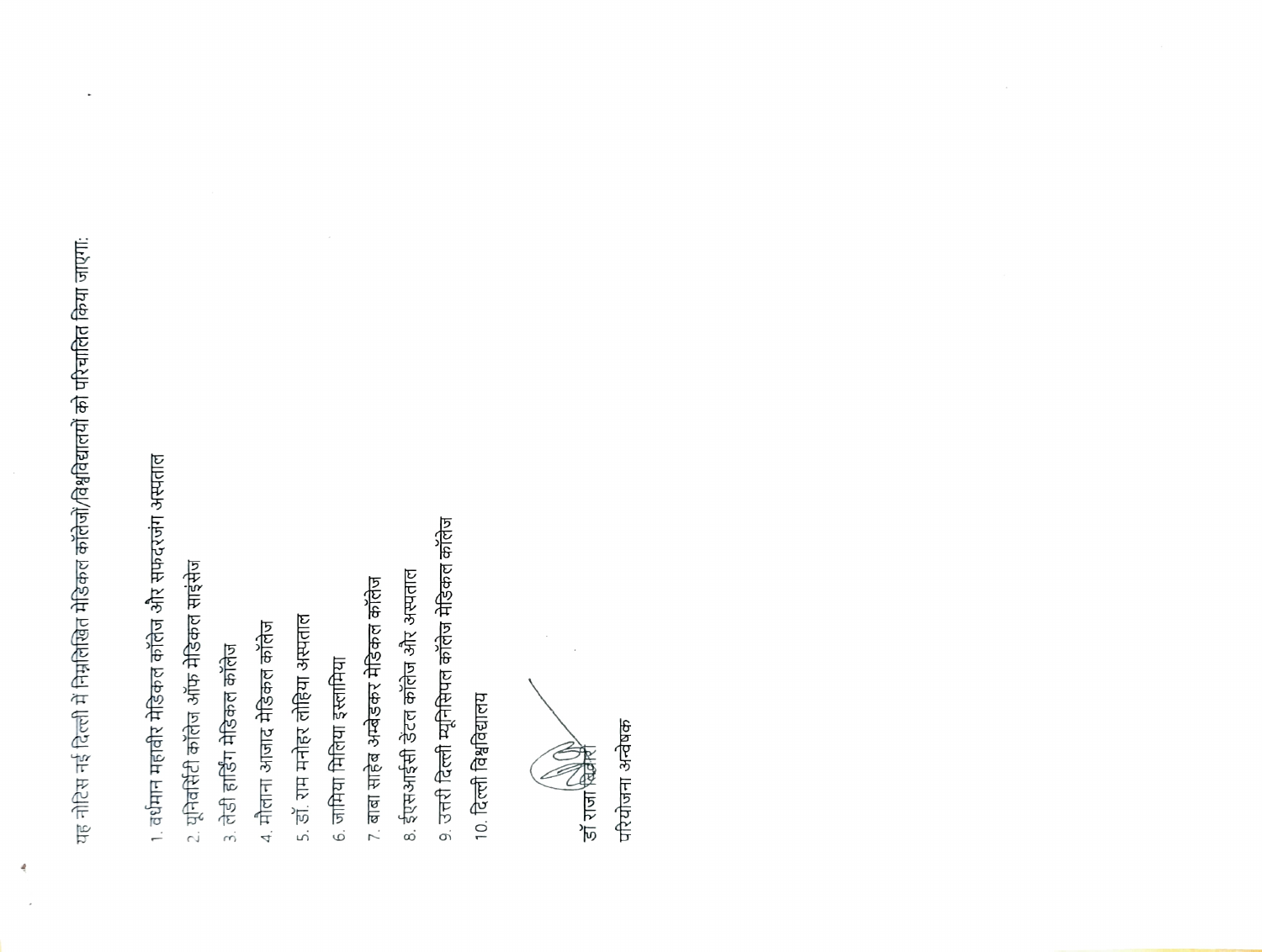यह नोटिस नई दिल्ली में निम्नलिखित मेडिकल कॉलेजों/विश्वविद्यालयों को परिचालित किया जाएगा:

1. वर्धमान महावीर मेडिकल कॉलेज और सफदरजंग अस्पताल
2. यूनिवर्सिटी कॉलेज ऑफ मेडिकल साइंसेज
3. लेडी हार्डिंग मेडिकल कॉलेज
4. मौलाना आजाद मेडिकल कॉलेज
5. डॉ. राम मनोहर लोहिया अस्पताल
6. जामिया मिलिया इस्लामिया
7. बाबा साहेब अम्बेडकर मेडिकल कॉलेज
8. ईएसआईसी डेंटल कॉलेज और अस्पताल
9. उत्तरी दिल्ली म्यूनिसिपल कॉलेज मेडिकल कॉलेज
10. दिल्ली विश्वविद्यालय

डॉ राजा बाबू

परियोजना अन्वेषक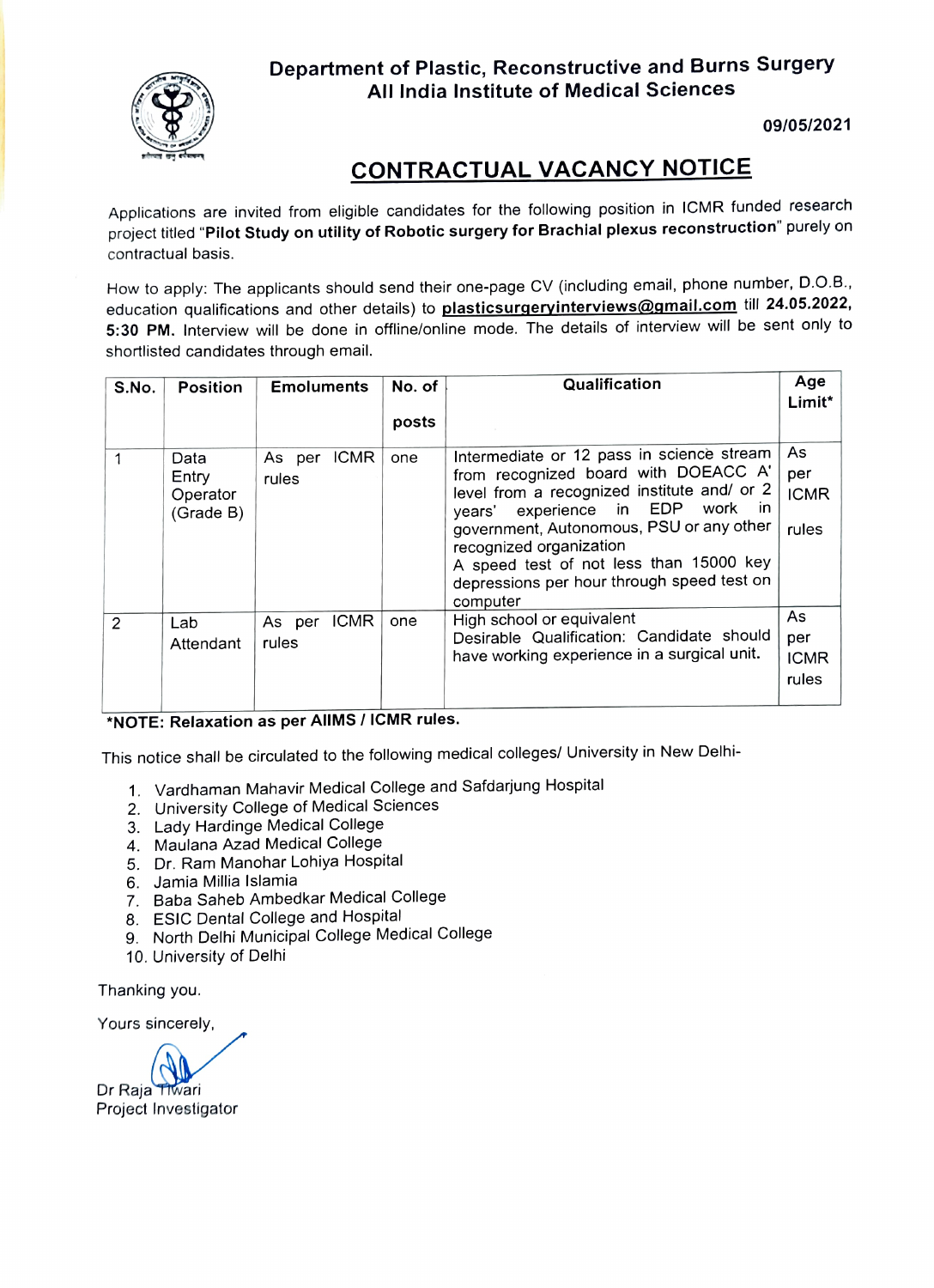# Department of Plastic, Reconstructive and Burns Surgery
## All India Institute of Medical Sciences

09/05/2021

## CONTRACTUAL VACANCY NOTICE

Applications are invited from eligible candidates for the following position in ICMR funded research project titled "**Pilot Study on utility of Robotic surgery for Brachial plexus reconstruction**" purely on contractual basis.

How to apply: The applicants should send their one-page CV (including email, phone number, D.O.B., education qualifications and other details) to **plasticsurgeryinterviews@gmail.com** till **24.05.2022, 5:30 PM.** Interview will be done in offline/online mode. The details of interview will be sent only to shortlisted candidates through email.

| S.No. | Position | Emoluments | No. of posts | Qualification | Age Limit* |
|---|---|---|---|---|---|
| 1 | Data Entry Operator (Grade B) | As per ICMR rules | one | Intermediate or 12 pass in science stream from recognized board with DOEACC A' level from a recognized institute and/ or 2 years' experience in EDP work in government, Autonomous, PSU or any other recognized organization<br>A speed test of not less than 15000 key depressions per hour through speed test on computer | As per ICMR rules |
| 2 | Lab Attendant | As per ICMR rules | one | High school or equivalent<br>Desirable Qualification: Candidate should have working experience in a surgical unit. | As per ICMR rules |

***NOTE: Relaxation as per AIIMS / ICMR rules.**

This notice shall be circulated to the following medical colleges/ University in New Delhi-

1. Vardhaman Mahavir Medical College and Safdarjung Hospital
2. University College of Medical Sciences
3. Lady Hardinge Medical College
4. Maulana Azad Medical College
5. Dr. Ram Manohar Lohiya Hospital
6. Jamia Millia Islamia
7. Baba Saheb Ambedkar Medical College
8. ESIC Dental College and Hospital
9. North Delhi Municipal College Medical College
10. University of Delhi

Thanking you.

Yours sincerely,

Dr Raja Tiwari
Project Investigator